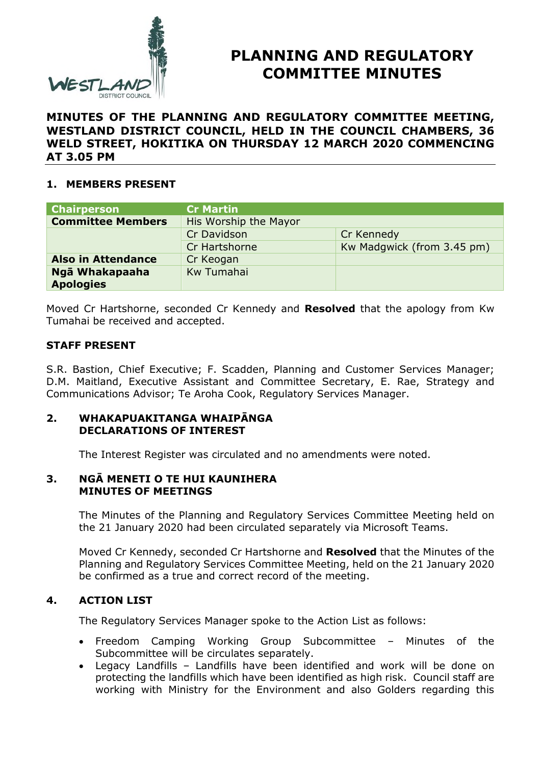# PLANNING AND REGULATORY COMMITTEE MINUTES

**MINUTES OF THE PLANNING AND REGULATORY COMMITTEE MEETING, WESTLAND DISTRICT COUNCIL, HELD IN THE COUNCIL CHAMBERS, 36 WELD STREET, HOKITIKA ON THURSDAY 12 MARCH 2020 COMMENCING AT 3.05 PM**

## 1. MEMBERS PRESENT

| Chairperson | Cr Martin | |
|---|---|---|
| **Committee Members** | His Worship the Mayor | |
| | Cr Davidson | Cr Kennedy |
| | Cr Hartshorne | Kw Madgwick (from 3.45 pm) |
| **Also in Attendance** | Cr Keogan | |
| **Ngā Whakapaaha Apologies** | Kw Tumahai | |

Moved Cr Hartshorne, seconded Cr Kennedy and **Resolved** that the apology from Kw Tumahai be received and accepted.

### STAFF PRESENT

S.R. Bastion, Chief Executive; F. Scadden, Planning and Customer Services Manager; D.M. Maitland, Executive Assistant and Committee Secretary, E. Rae, Strategy and Communications Advisor; Te Aroha Cook, Regulatory Services Manager.

## 2. WHAKAPUAKITANGA WHAIPĀNGA DECLARATIONS OF INTEREST

The Interest Register was circulated and no amendments were noted.

## 3. NGĀ MENETI O TE HUI KAUNIHERA MINUTES OF MEETINGS

The Minutes of the Planning and Regulatory Services Committee Meeting held on the 21 January 2020 had been circulated separately via Microsoft Teams.

Moved Cr Kennedy, seconded Cr Hartshorne and **Resolved** that the Minutes of the Planning and Regulatory Services Committee Meeting, held on the 21 January 2020 be confirmed as a true and correct record of the meeting.

## 4. ACTION LIST

The Regulatory Services Manager spoke to the Action List as follows:

- Freedom Camping Working Group Subcommittee – Minutes of the Subcommittee will be circulates separately.
- Legacy Landfills – Landfills have been identified and work will be done on protecting the landfills which have been identified as high risk. Council staff are working with Ministry for the Environment and also Golders regarding this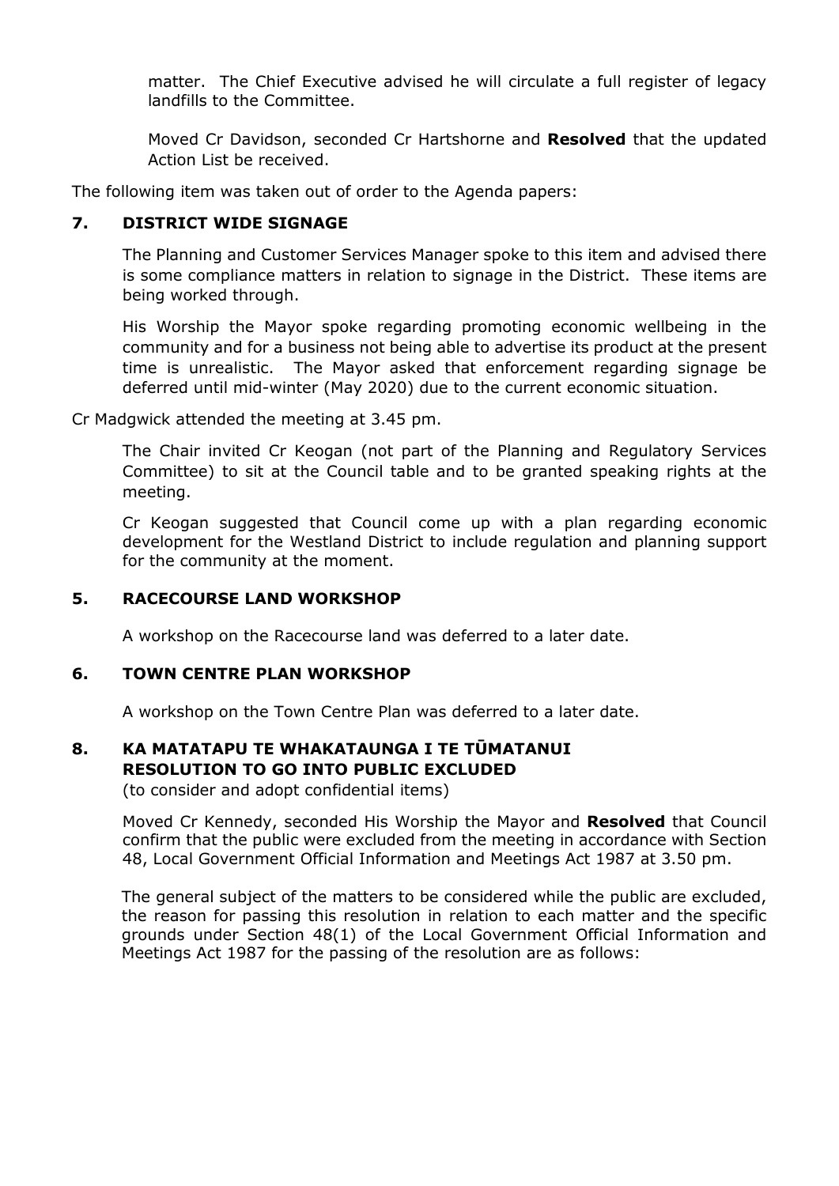matter. The Chief Executive advised he will circulate a full register of legacy landfills to the Committee.

Moved Cr Davidson, seconded Cr Hartshorne and **Resolved** that the updated Action List be received.

The following item was taken out of order to the Agenda papers:

## 7. DISTRICT WIDE SIGNAGE

The Planning and Customer Services Manager spoke to this item and advised there is some compliance matters in relation to signage in the District. These items are being worked through.

His Worship the Mayor spoke regarding promoting economic wellbeing in the community and for a business not being able to advertise its product at the present time is unrealistic. The Mayor asked that enforcement regarding signage be deferred until mid-winter (May 2020) due to the current economic situation.

Cr Madgwick attended the meeting at 3.45 pm.

The Chair invited Cr Keogan (not part of the Planning and Regulatory Services Committee) to sit at the Council table and to be granted speaking rights at the meeting.

Cr Keogan suggested that Council come up with a plan regarding economic development for the Westland District to include regulation and planning support for the community at the moment.

## 5. RACECOURSE LAND WORKSHOP

A workshop on the Racecourse land was deferred to a later date.

## 6. TOWN CENTRE PLAN WORKSHOP

A workshop on the Town Centre Plan was deferred to a later date.

## 8. KA MATATAPU TE WHAKATAUNGA I TE TŪMATANUI RESOLUTION TO GO INTO PUBLIC EXCLUDED

(to consider and adopt confidential items)

Moved Cr Kennedy, seconded His Worship the Mayor and **Resolved** that Council confirm that the public were excluded from the meeting in accordance with Section 48, Local Government Official Information and Meetings Act 1987 at 3.50 pm.

The general subject of the matters to be considered while the public are excluded, the reason for passing this resolution in relation to each matter and the specific grounds under Section 48(1) of the Local Government Official Information and Meetings Act 1987 for the passing of the resolution are as follows: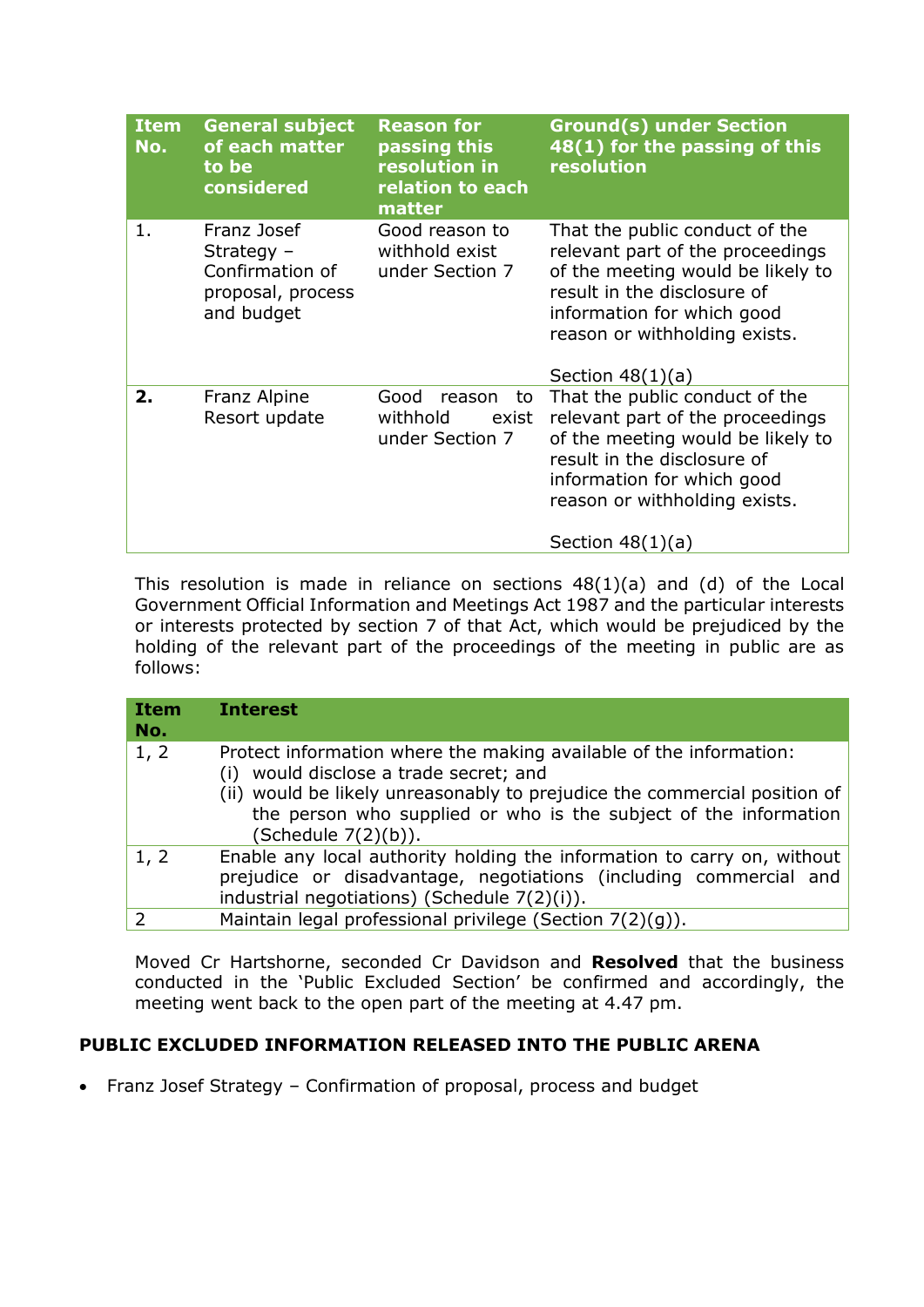| Item No. | General subject of each matter to be considered | Reason for passing this resolution in relation to each matter | Ground(s) under Section 48(1) for the passing of this resolution |
|---|---|---|---|
| 1. | Franz Josef Strategy – Confirmation of proposal, process and budget | Good reason to withhold exist under Section 7 | That the public conduct of the relevant part of the proceedings of the meeting would be likely to result in the disclosure of information for which good reason or withholding exists.<br><br>Section 48(1)(a) |
| **2.** | Franz Alpine Resort update | Good reason to withhold exist under Section 7 | That the public conduct of the relevant part of the proceedings of the meeting would be likely to result in the disclosure of information for which good reason or withholding exists.<br><br>Section 48(1)(a) |

This resolution is made in reliance on sections 48(1)(a) and (d) of the Local Government Official Information and Meetings Act 1987 and the particular interests or interests protected by section 7 of that Act, which would be prejudiced by the holding of the relevant part of the proceedings of the meeting in public are as follows:

| Item No. | Interest |
|---|---|
| 1, 2 | Protect information where the making available of the information:<br>(i) would disclose a trade secret; and<br>(ii) would be likely unreasonably to prejudice the commercial position of the person who supplied or who is the subject of the information (Schedule 7(2)(b)). |
| 1, 2 | Enable any local authority holding the information to carry on, without prejudice or disadvantage, negotiations (including commercial and industrial negotiations) (Schedule 7(2)(i)). |
| 2 | Maintain legal professional privilege (Section 7(2)(g)). |

Moved Cr Hartshorne, seconded Cr Davidson and **Resolved** that the business conducted in the 'Public Excluded Section' be confirmed and accordingly, the meeting went back to the open part of the meeting at 4.47 pm.

**PUBLIC EXCLUDED INFORMATION RELEASED INTO THE PUBLIC ARENA**

- Franz Josef Strategy – Confirmation of proposal, process and budget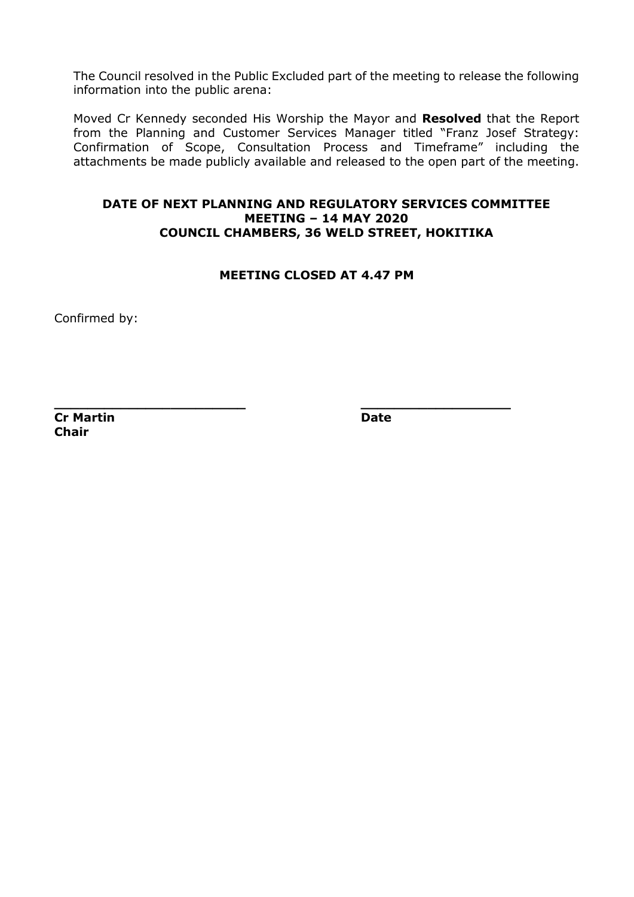The Council resolved in the Public Excluded part of the meeting to release the following information into the public arena:

Moved Cr Kennedy seconded His Worship the Mayor and **Resolved** that the Report from the Planning and Customer Services Manager titled "Franz Josef Strategy: Confirmation of Scope, Consultation Process and Timeframe" including the attachments be made publicly available and released to the open part of the meeting.

**DATE OF NEXT PLANNING AND REGULATORY SERVICES COMMITTEE MEETING – 14 MAY 2020**
**COUNCIL CHAMBERS, 36 WELD STREET, HOKITIKA**

**MEETING CLOSED AT 4.47 PM**

Confirmed by:

_______________________ _________________

**Cr Martin** **Date**
**Chair**